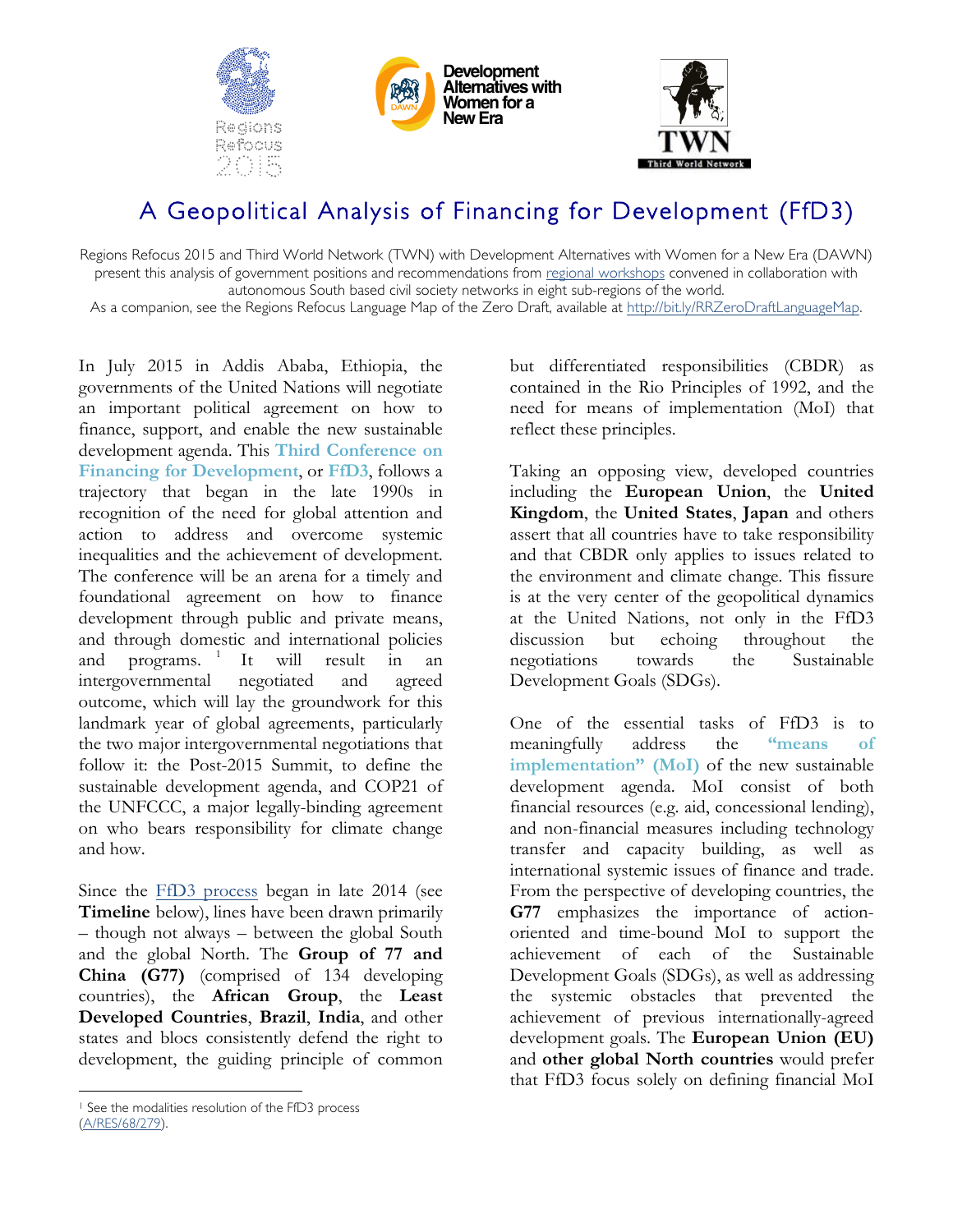# A Geopolitical Analysis of Financing for Development (FfD3)

Regions Refocus 2015 and Third World Network (TWN) with Development Alternatives with Women for a New Era (DAWN) present this analysis of government positions and recommendations from regional workshops convened in collaboration with autonomous South based civil society networks in eight sub-regions of the world.
As a companion, see the Regions Refocus Language Map of the Zero Draft, available at http://bit.ly/RRZeroDraftLanguageMap.

In July 2015 in Addis Ababa, Ethiopia, the governments of the United Nations will negotiate an important political agreement on how to finance, support, and enable the new sustainable development agenda. This **Third Conference on Financing for Development**, or **FfD3**, follows a trajectory that began in the late 1990s in recognition of the need for global attention and action to address and overcome systemic inequalities and the achievement of development. The conference will be an arena for a timely and foundational agreement on how to finance development through public and private means, and through domestic and international policies and programs.[1] It will result in an intergovernmental negotiated and agreed outcome, which will lay the groundwork for this landmark year of global agreements, particularly the two major intergovernmental negotiations that follow it: the Post-2015 Summit, to define the sustainable development agenda, and COP21 of the UNFCCC, a major legally-binding agreement on who bears responsibility for climate change and how.

Since the FfD3 process began in late 2014 (see **Timeline** below), lines have been drawn primarily – though not always – between the global South and the global North. The **Group of 77 and China (G77)** (comprised of 134 developing countries), the **African Group**, the **Least Developed Countries**, **Brazil**, **India**, and other states and blocs consistently defend the right to development, the guiding principle of common but differentiated responsibilities (CBDR) as contained in the Rio Principles of 1992, and the need for means of implementation (MoI) that reflect these principles.

Taking an opposing view, developed countries including the **European Union**, the **United Kingdom**, the **United States**, **Japan** and others assert that all countries have to take responsibility and that CBDR only applies to issues related to the environment and climate change. This fissure is at the very center of the geopolitical dynamics at the United Nations, not only in the FfD3 discussion but echoing throughout the negotiations towards the Sustainable Development Goals (SDGs).

One of the essential tasks of FfD3 is to meaningfully address the **"means of implementation" (MoI)** of the new sustainable development agenda. MoI consist of both financial resources (e.g. aid, concessional lending), and non-financial measures including technology transfer and capacity building, as well as international systemic issues of finance and trade. From the perspective of developing countries, the **G77** emphasizes the importance of action-oriented and time-bound MoI to support the achievement of each of the Sustainable Development Goals (SDGs), as well as addressing the systemic obstacles that prevented the achievement of previous internationally-agreed development goals. The **European Union (EU)** and **other global North countries** would prefer that FfD3 focus solely on defining financial MoI

---

[1] See the modalities resolution of the FfD3 process (A/RES/68/279).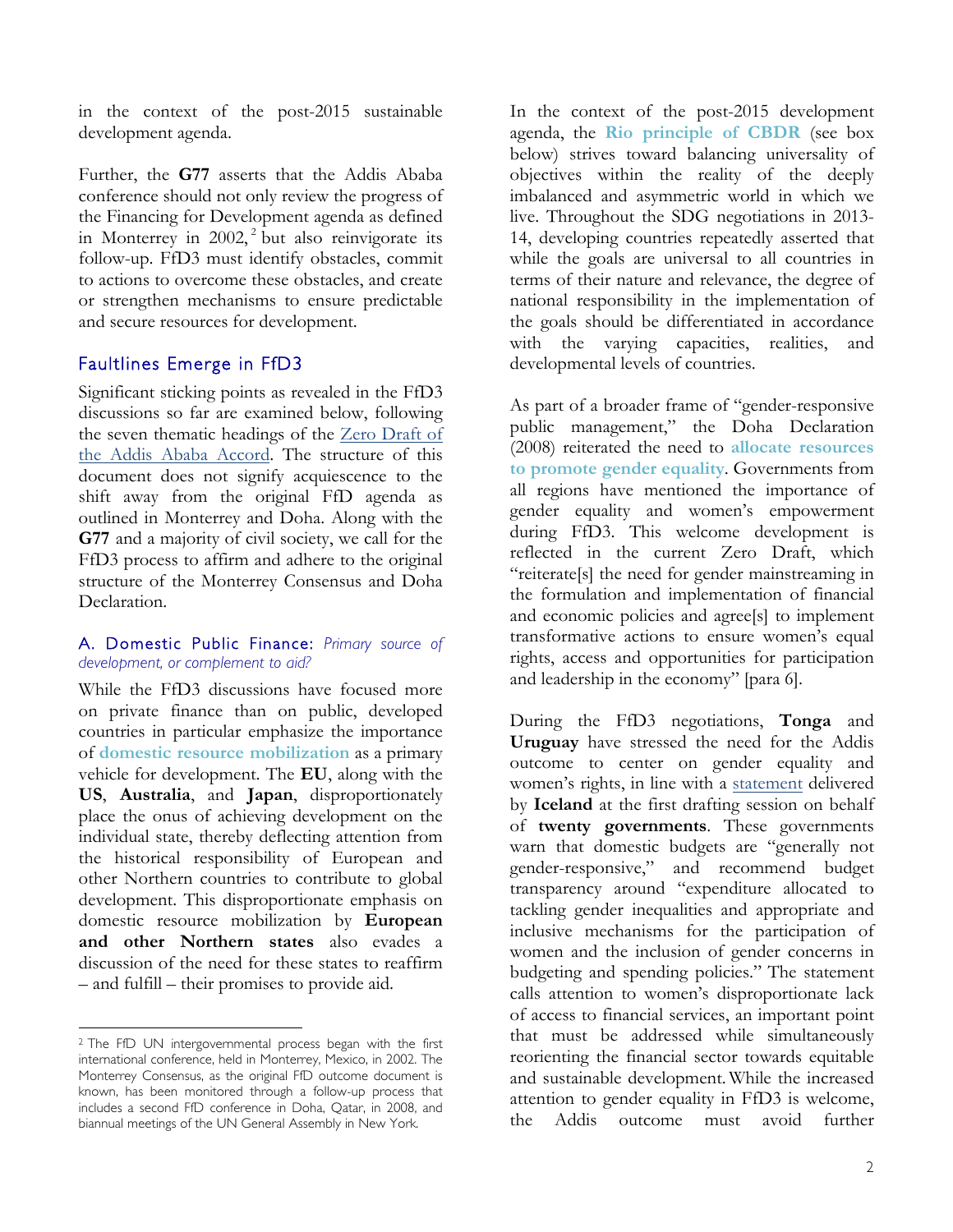in the context of the post-2015 sustainable development agenda.

Further, the **G77** asserts that the Addis Ababa conference should not only review the progress of the Financing for Development agenda as defined in Monterrey in 2002,[2] but also reinvigorate its follow-up. FfD3 must identify obstacles, commit to actions to overcome these obstacles, and create or strengthen mechanisms to ensure predictable and secure resources for development.

## Faultlines Emerge in FfD3

Significant sticking points as revealed in the FfD3 discussions so far are examined below, following the seven thematic headings of the Zero Draft of the Addis Ababa Accord. The structure of this document does not signify acquiescence to the shift away from the original FfD agenda as outlined in Monterrey and Doha. Along with the **G77** and a majority of civil society, we call for the FfD3 process to affirm and adhere to the original structure of the Monterrey Consensus and Doha Declaration.

### A. Domestic Public Finance: *Primary source of development, or complement to aid?*

While the FfD3 discussions have focused more on private finance than on public, developed countries in particular emphasize the importance of **domestic resource mobilization** as a primary vehicle for development. The **EU**, along with the **US**, **Australia**, and **Japan**, disproportionately place the onus of achieving development on the individual state, thereby deflecting attention from the historical responsibility of European and other Northern countries to contribute to global development. This disproportionate emphasis on domestic resource mobilization by **European and other Northern states** also evades a discussion of the need for these states to reaffirm – and fulfill – their promises to provide aid.

In the context of the post-2015 development agenda, the **Rio principle of CBDR** (see box below) strives toward balancing universality of objectives within the reality of the deeply imbalanced and asymmetric world in which we live. Throughout the SDG negotiations in 2013-14, developing countries repeatedly asserted that while the goals are universal to all countries in terms of their nature and relevance, the degree of national responsibility in the implementation of the goals should be differentiated in accordance with the varying capacities, realities, and developmental levels of countries.

As part of a broader frame of "gender-responsive public management," the Doha Declaration (2008) reiterated the need to **allocate resources to promote gender equality**. Governments from all regions have mentioned the importance of gender equality and women's empowerment during FfD3. This welcome development is reflected in the current Zero Draft, which "reiterate[s] the need for gender mainstreaming in the formulation and implementation of financial and economic policies and agree[s] to implement transformative actions to ensure women's equal rights, access and opportunities for participation and leadership in the economy" [para 6].

During the FfD3 negotiations, **Tonga** and **Uruguay** have stressed the need for the Addis outcome to center on gender equality and women's rights, in line with a statement delivered by **Iceland** at the first drafting session on behalf of **twenty governments**. These governments warn that domestic budgets are "generally not gender-responsive," and recommend budget transparency around "expenditure allocated to tackling gender inequalities and appropriate and inclusive mechanisms for the participation of women and the inclusion of gender concerns in budgeting and spending policies." The statement calls attention to women's disproportionate lack of access to financial services, an important point that must be addressed while simultaneously reorienting the financial sector towards equitable and sustainable development. While the increased attention to gender equality in FfD3 is welcome, the Addis outcome must avoid further

[2] The FfD UN intergovernmental process began with the first international conference, held in Monterrey, Mexico, in 2002. The Monterrey Consensus, as the original FfD outcome document is known, has been monitored through a follow-up process that includes a second FfD conference in Doha, Qatar, in 2008, and biannual meetings of the UN General Assembly in New York.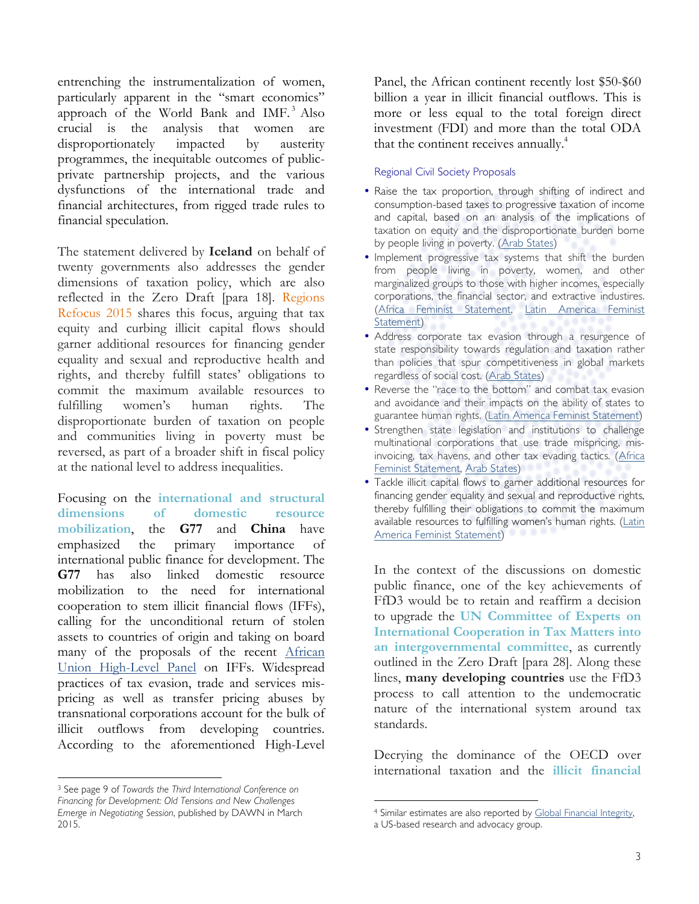entrenching the instrumentalization of women, particularly apparent in the "smart economics" approach of the World Bank and IMF.[3] Also crucial is the analysis that women are disproportionately impacted by austerity programmes, the inequitable outcomes of public-private partnership projects, and the various dysfunctions of the international trade and financial architectures, from rigged trade rules to financial speculation.

The statement delivered by **Iceland** on behalf of twenty governments also addresses the gender dimensions of taxation policy, which are also reflected in the Zero Draft [para 18]. Regions Refocus 2015 shares this focus, arguing that tax equity and curbing illicit capital flows should garner additional resources for financing gender equality and sexual and reproductive health and rights, and thereby fulfill states' obligations to commit the maximum available resources to fulfilling women's human rights. The disproportionate burden of taxation on people and communities living in poverty must be reversed, as part of a broader shift in fiscal policy at the national level to address inequalities.

Focusing on the **international and structural dimensions of domestic resource mobilization**, the **G77** and **China** have emphasized the primary importance of international public finance for development. The **G77** has also linked domestic resource mobilization to the need for international cooperation to stem illicit financial flows (IFFs), calling for the unconditional return of stolen assets to countries of origin and taking on board many of the proposals of the recent African Union High-Level Panel on IFFs. Widespread practices of tax evasion, trade and services mis-pricing as well as transfer pricing abuses by transnational corporations account for the bulk of illicit outflows from developing countries. According to the aforementioned High-Level Panel, the African continent recently lost $50-$60 billion a year in illicit financial outflows. This is more or less equal to the total foreign direct investment (FDI) and more than the total ODA that the continent receives annually.[4]

### Regional Civil Society Proposals

- Raise the tax proportion, through shifting of indirect and consumption-based taxes to progressive taxation of income and capital, based on an analysis of the implications of taxation on equity and the disproportionate burden borne by people living in poverty. (Arab States)
- Implement progressive tax systems that shift the burden from people living in poverty, women, and other marginalized groups to those with higher incomes, especially corporations, the financial sector, and extractive industires. (Africa Feminist Statement, Latin America Feminist Statement)
- Address corporate tax evasion through a resurgence of state responsibility towards regulation and taxation rather than policies that spur competitiveness in global markets regardless of social cost. (Arab States)
- Reverse the "race to the bottom" and combat tax evasion and avoidance and their impacts on the ability of states to guarantee human rights. (Latin America Feminist Statement)
- Strengthen state legislation and institutions to challenge multinational corporations that use trade mispricing, mis-invoicing, tax havens, and other tax evading tactics. (Africa Feminist Statement, Arab States)
- Tackle illicit capital flows to garner additional resources for financing gender equality and sexual and reproductive rights, thereby fulfilling their obligations to commit the maximum available resources to fulfilling women's human rights. (Latin America Feminist Statement)

In the context of the discussions on domestic public finance, one of the key achievements of FfD3 would be to retain and reaffirm a decision to upgrade the **UN Committee of Experts on International Cooperation in Tax Matters into an intergovernmental committee**, as currently outlined in the Zero Draft [para 28]. Along these lines, **many developing countries** use the FfD3 process to call attention to the undemocratic nature of the international system around tax standards.

Decrying the dominance of the OECD over international taxation and the **illicit financial**

---

[3] See page 9 of *Towards the Third International Conference on Financing for Development: Old Tensions and New Challenges Emerge in Negotiating Session*, published by DAWN in March 2015.

[4] Similar estimates are also reported by Global Financial Integrity, a US-based research and advocacy group.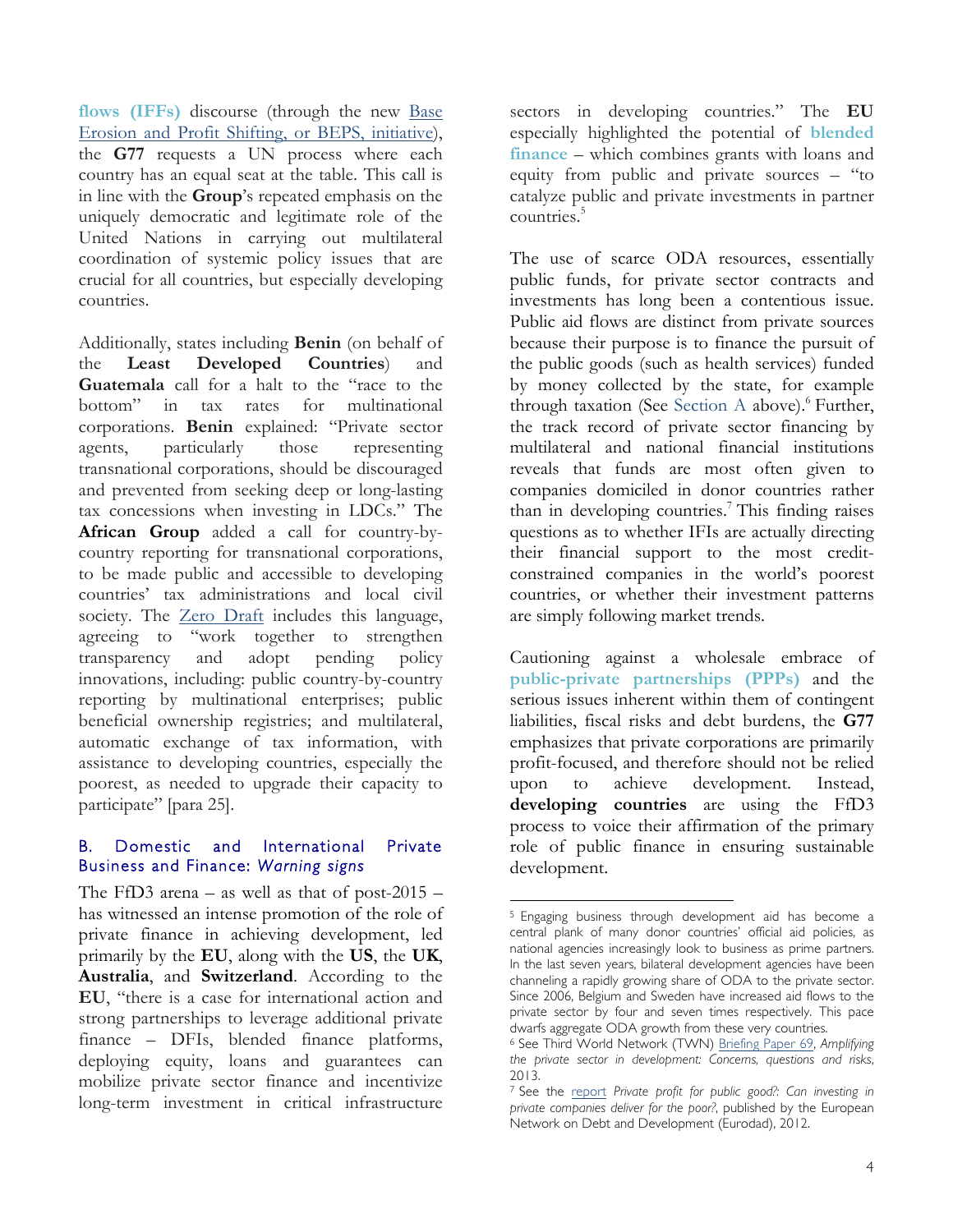**flows (IFFs)** discourse (through the new Base Erosion and Profit Shifting, or BEPS, initiative), the **G77** requests a UN process where each country has an equal seat at the table. This call is in line with the **Group**'s repeated emphasis on the uniquely democratic and legitimate role of the United Nations in carrying out multilateral coordination of systemic policy issues that are crucial for all countries, but especially developing countries.

Additionally, states including **Benin** (on behalf of the **Least Developed Countries**) and **Guatemala** call for a halt to the "race to the bottom" in tax rates for multinational corporations. **Benin** explained: "Private sector agents, particularly those representing transnational corporations, should be discouraged and prevented from seeking deep or long-lasting tax concessions when investing in LDCs." The **African Group** added a call for country-by-country reporting for transnational corporations, to be made public and accessible to developing countries' tax administrations and local civil society. The Zero Draft includes this language, agreeing to "work together to strengthen transparency and adopt pending policy innovations, including: public country-by-country reporting by multinational enterprises; public beneficial ownership registries; and multilateral, automatic exchange of tax information, with assistance to developing countries, especially the poorest, as needed to upgrade their capacity to participate" [para 25].

### B. Domestic and International Private Business and Finance: *Warning signs*

The FfD3 arena – as well as that of post-2015 – has witnessed an intense promotion of the role of private finance in achieving development, led primarily by the **EU**, along with the **US**, the **UK**, **Australia**, and **Switzerland**. According to the **EU**, "there is a case for international action and strong partnerships to leverage additional private finance – DFIs, blended finance platforms, deploying equity, loans and guarantees can mobilize private sector finance and incentivize long-term investment in critical infrastructure sectors in developing countries." The **EU** especially highlighted the potential of **blended finance** – which combines grants with loans and equity from public and private sources – "to catalyze public and private investments in partner countries.[5]

The use of scarce ODA resources, essentially public funds, for private sector contracts and investments has long been a contentious issue. Public aid flows are distinct from private sources because their purpose is to finance the pursuit of the public goods (such as health services) funded by money collected by the state, for example through taxation (See Section A above).[6] Further, the track record of private sector financing by multilateral and national financial institutions reveals that funds are most often given to companies domiciled in donor countries rather than in developing countries.[7] This finding raises questions as to whether IFIs are actually directing their financial support to the most credit-constrained companies in the world's poorest countries, or whether their investment patterns are simply following market trends.

Cautioning against a wholesale embrace of **public-private partnerships (PPPs)** and the serious issues inherent within them of contingent liabilities, fiscal risks and debt burdens, the **G77** emphasizes that private corporations are primarily profit-focused, and therefore should not be relied upon to achieve development. Instead, **developing countries** are using the FfD3 process to voice their affirmation of the primary role of public finance in ensuring sustainable development.

---

[5] Engaging business through development aid has become a central plank of many donor countries' official aid policies, as national agencies increasingly look to business as prime partners. In the last seven years, bilateral development agencies have been channeling a rapidly growing share of ODA to the private sector. Since 2006, Belgium and Sweden have increased aid flows to the private sector by four and seven times respectively. This pace dwarfs aggregate ODA growth from these very countries.

[6] See Third World Network (TWN) Briefing Paper 69, *Amplifying the private sector in development: Concerns, questions and risks*, 2013.

[7] See the report *Private profit for public good?: Can investing in private companies deliver for the poor?*, published by the European Network on Debt and Development (Eurodad), 2012.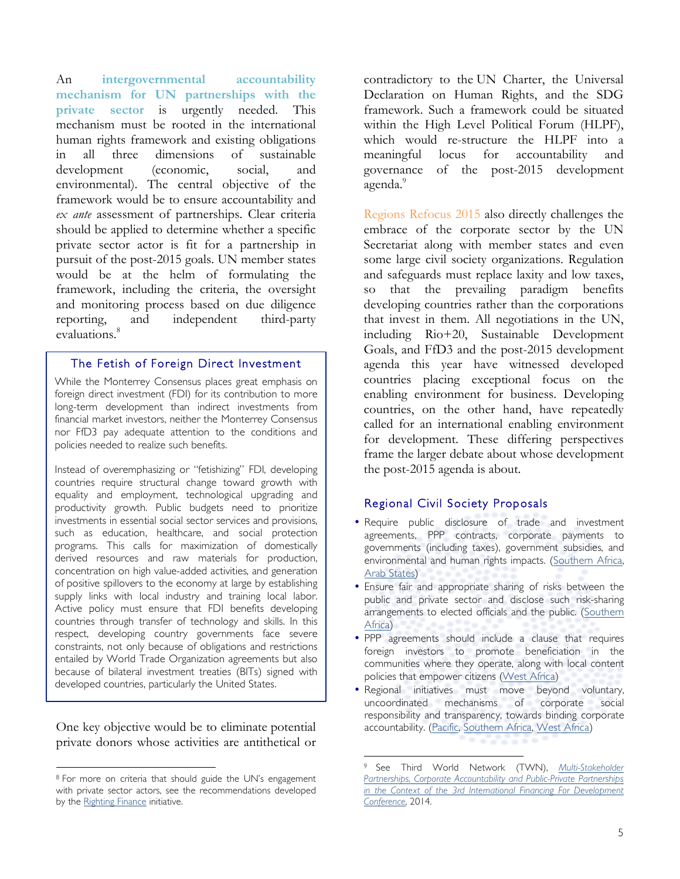An **intergovernmental accountability mechanism for UN partnerships with the private sector** is urgently needed. This mechanism must be rooted in the international human rights framework and existing obligations in all three dimensions of sustainable development (economic, social, and environmental). The central objective of the framework would be to ensure accountability and *ex ante* assessment of partnerships. Clear criteria should be applied to determine whether a specific private sector actor is fit for a partnership in pursuit of the post-2015 goals. UN member states would be at the helm of formulating the framework, including the criteria, the oversight and monitoring process based on due diligence reporting, and independent third-party evaluations.[8]

### The Fetish of Foreign Direct Investment

While the Monterrey Consensus places great emphasis on foreign direct investment (FDI) for its contribution to more long-term development than indirect investments from financial market investors, neither the Monterrey Consensus nor FfD3 pay adequate attention to the conditions and policies needed to realize such benefits.

Instead of overemphasizing or "fetishizing" FDI, developing countries require structural change toward growth with equality and employment, technological upgrading and productivity growth. Public budgets need to prioritize investments in essential social sector services and provisions, such as education, healthcare, and social protection programs. This calls for maximization of domestically derived resources and raw materials for production, concentration on high value-added activities, and generation of positive spillovers to the economy at large by establishing supply links with local industry and training local labor. Active policy must ensure that FDI benefits developing countries through transfer of technology and skills. In this respect, developing country governments face severe constraints, not only because of obligations and restrictions entailed by World Trade Organization agreements but also because of bilateral investment treaties (BITs) signed with developed countries, particularly the United States.

One key objective would be to eliminate potential private donors whose activities are antithetical or contradictory to the UN Charter, the Universal Declaration on Human Rights, and the SDG framework. Such a framework could be situated within the High Level Political Forum (HLPF), which would re-structure the HLPF into a meaningful locus for accountability and governance of the post-2015 development agenda.[9]

Regions Refocus 2015 also directly challenges the embrace of the corporate sector by the UN Secretariat along with member states and even some large civil society organizations. Regulation and safeguards must replace laxity and low taxes, so that the prevailing paradigm benefits developing countries rather than the corporations that invest in them. All negotiations in the UN, including Rio+20, Sustainable Development Goals, and FfD3 and the post-2015 development agenda this year have witnessed developed countries placing exceptional focus on the enabling environment for business. Developing countries, on the other hand, have repeatedly called for an international enabling environment for development. These differing perspectives frame the larger debate about whose development the post-2015 agenda is about.

### Regional Civil Society Proposals

- Require public disclosure of trade and investment agreements, PPP contracts, corporate payments to governments (including taxes), government subsidies, and environmental and human rights impacts. (Southern Africa, Arab States)
- Ensure fair and appropriate sharing of risks between the public and private sector and disclose such risk-sharing arrangements to elected officials and the public. (Southern Africa)
- PPP agreements should include a clause that requires foreign investors to promote beneficiation in the communities where they operate, along with local content policies that empower citizens (West Africa)
- Regional initiatives must move beyond voluntary, uncoordinated mechanisms of corporate social responsibility and transparency, towards binding corporate accountability. (Pacific, Southern Africa, West Africa)

---

[8] For more on criteria that should guide the UN's engagement with private sector actors, see the recommendations developed by the Righting Finance initiative.

[9] See Third World Network (TWN), *Multi-Stakeholder Partnerships, Corporate Accountability and Public-Private Partnerships in the Context of the 3rd International Financing For Development Conference*, 2014.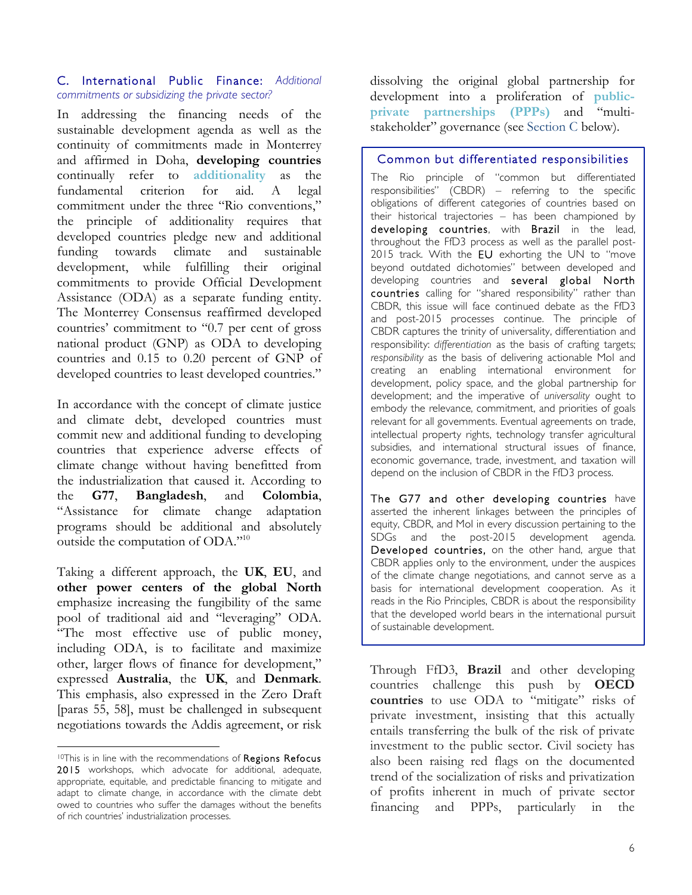### C. International Public Finance: *Additional commitments or subsidizing the private sector?*

In addressing the financing needs of the sustainable development agenda as well as the continuity of commitments made in Monterrey and affirmed in Doha, **developing countries** continually refer to **additionality** as the fundamental criterion for aid. A legal commitment under the three "Rio conventions," the principle of additionality requires that developed countries pledge new and additional funding towards climate and sustainable development, while fulfilling their original commitments to provide Official Development Assistance (ODA) as a separate funding entity. The Monterrey Consensus reaffirmed developed countries' commitment to "0.7 per cent of gross national product (GNP) as ODA to developing countries and 0.15 to 0.20 percent of GNP of developed countries to least developed countries."

In accordance with the concept of climate justice and climate debt, developed countries must commit new and additional funding to developing countries that experience adverse effects of climate change without having benefitted from the industrialization that caused it. According to the **G77**, **Bangladesh**, and **Colombia**, "Assistance for climate change adaptation programs should be additional and absolutely outside the computation of ODA."[10]

Taking a different approach, the **UK**, **EU**, and **other power centers of the global North** emphasize increasing the fungibility of the same pool of traditional aid and "leveraging" ODA. "The most effective use of public money, including ODA, is to facilitate and maximize other, larger flows of finance for development," expressed **Australia**, the **UK**, and **Denmark**. This emphasis, also expressed in the Zero Draft [paras 55, 58], must be challenged in subsequent negotiations towards the Addis agreement, or risk dissolving the original global partnership for development into a proliferation of **public-private partnerships (PPPs)** and "multi-stakeholder" governance (see Section C below).

> **Common but differentiated responsibilities**
>
> The Rio principle of "common but differentiated responsibilities" (CBDR) – referring to the specific obligations of different categories of countries based on their historical trajectories – has been championed by **developing countries**, with **Brazil** in the lead, throughout the FfD3 process as well as the parallel post-2015 track. With the **EU** exhorting the UN to "move beyond outdated dichotomies" between developed and developing countries and **several global North countries** calling for "shared responsibility" rather than CBDR, this issue will face continued debate as the FfD3 and post-2015 processes continue. The principle of CBDR captures the trinity of universality, differentiation and responsibility: *differentiation* as the basis of crafting targets; *responsibility* as the basis of delivering actionable MoI and creating an enabling international environment for development, policy space, and the global partnership for development; and the imperative of *universality* ought to embody the relevance, commitment, and priorities of goals relevant for all governments. Eventual agreements on trade, intellectual property rights, technology transfer agricultural subsidies, and international structural issues of finance, economic governance, trade, investment, and taxation will depend on the inclusion of CBDR in the FfD3 process.
>
> **The G77 and other developing countries** have asserted the inherent linkages between the principles of equity, CBDR, and MoI in every discussion pertaining to the SDGs and the post-2015 development agenda. **Developed countries,** on the other hand, argue that CBDR applies only to the environment, under the auspices of the climate change negotiations, and cannot serve as a basis for international development cooperation. As it reads in the Rio Principles, CBDR is about the responsibility that the developed world bears in the international pursuit of sustainable development.

Through FfD3, **Brazil** and other developing countries challenge this push by **OECD countries** to use ODA to "mitigate" risks of private investment, insisting that this actually entails transferring the bulk of the risk of private investment to the public sector. Civil society has also been raising red flags on the documented trend of the socialization of risks and privatization of profits inherent in much of private sector financing and PPPs, particularly in the

---

[10] This is in line with the recommendations of **Regions Refocus 2015** workshops, which advocate for additional, adequate, appropriate, equitable, and predictable financing to mitigate and adapt to climate change, in accordance with the climate debt owed to countries who suffer the damages without the benefits of rich countries' industrialization processes.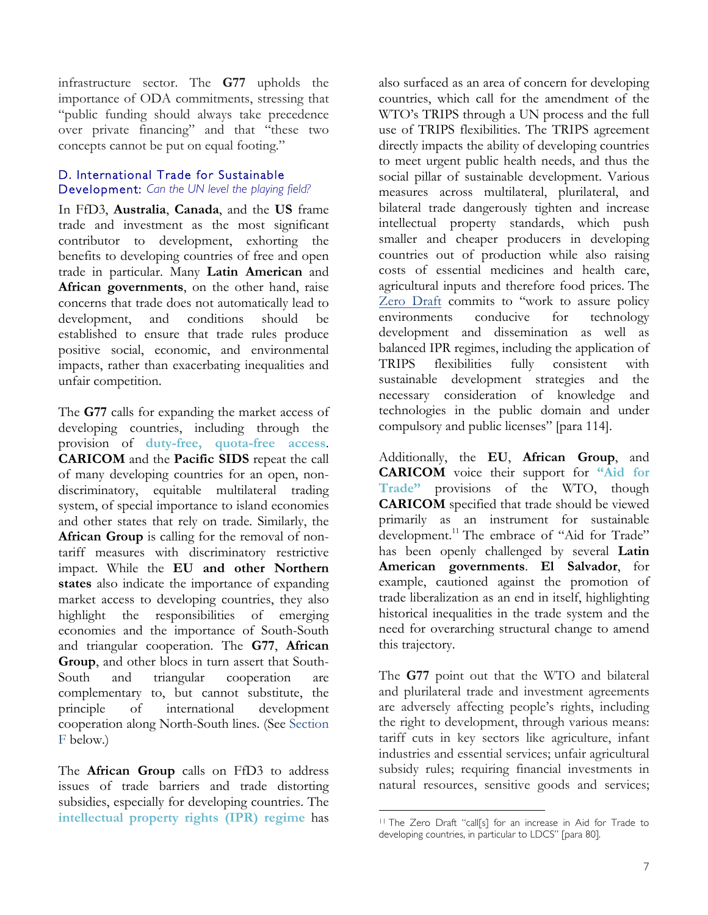infrastructure sector. The **G77** upholds the importance of ODA commitments, stressing that "public funding should always take precedence over private financing" and that "these two concepts cannot be put on equal footing."

### D. International Trade for Sustainable Development: *Can the UN level the playing field?*

In FfD3, **Australia**, **Canada**, and the **US** frame trade and investment as the most significant contributor to development, exhorting the benefits to developing countries of free and open trade in particular. Many **Latin American** and **African governments**, on the other hand, raise concerns that trade does not automatically lead to development, and conditions should be established to ensure that trade rules produce positive social, economic, and environmental impacts, rather than exacerbating inequalities and unfair competition.

The **G77** calls for expanding the market access of developing countries, including through the provision of **duty-free, quota-free access**. **CARICOM** and the **Pacific SIDS** repeat the call of many developing countries for an open, non-discriminatory, equitable multilateral trading system, of special importance to island economies and other states that rely on trade. Similarly, the **African Group** is calling for the removal of non-tariff measures with discriminatory restrictive impact. While the **EU and other Northern states** also indicate the importance of expanding market access to developing countries, they also highlight the responsibilities of emerging economies and the importance of South-South and triangular cooperation. The **G77**, **African Group**, and other blocs in turn assert that South-South and triangular cooperation are complementary to, but cannot substitute, the principle of international development cooperation along North-South lines. (See Section F below.)

The **African Group** calls on FfD3 to address issues of trade barriers and trade distorting subsidies, especially for developing countries. The **intellectual property rights (IPR) regime** has also surfaced as an area of concern for developing countries, which call for the amendment of the WTO's TRIPS through a UN process and the full use of TRIPS flexibilities. The TRIPS agreement directly impacts the ability of developing countries to meet urgent public health needs, and thus the social pillar of sustainable development. Various measures across multilateral, plurilateral, and bilateral trade dangerously tighten and increase intellectual property standards, which push smaller and cheaper producers in developing countries out of production while also raising costs of essential medicines and health care, agricultural inputs and therefore food prices. The Zero Draft commits to "work to assure policy environments conducive for technology development and dissemination as well as balanced IPR regimes, including the application of TRIPS flexibilities fully consistent with sustainable development strategies and the necessary consideration of knowledge and technologies in the public domain and under compulsory and public licenses" [para 114].

Additionally, the **EU**, **African Group**, and **CARICOM** voice their support for **"Aid for Trade"** provisions of the WTO, though **CARICOM** specified that trade should be viewed primarily as an instrument for sustainable development.[11] The embrace of "Aid for Trade" has been openly challenged by several **Latin American governments**. **El Salvador**, for example, cautioned against the promotion of trade liberalization as an end in itself, highlighting historical inequalities in the trade system and the need for overarching structural change to amend this trajectory.

The **G77** point out that the WTO and bilateral and plurilateral trade and investment agreements are adversely affecting people's rights, including the right to development, through various means: tariff cuts in key sectors like agriculture, infant industries and essential services; unfair agricultural subsidy rules; requiring financial investments in natural resources, sensitive goods and services;

[11] The Zero Draft "call[s] for an increase in Aid for Trade to developing countries, in particular to LDCS" [para 80].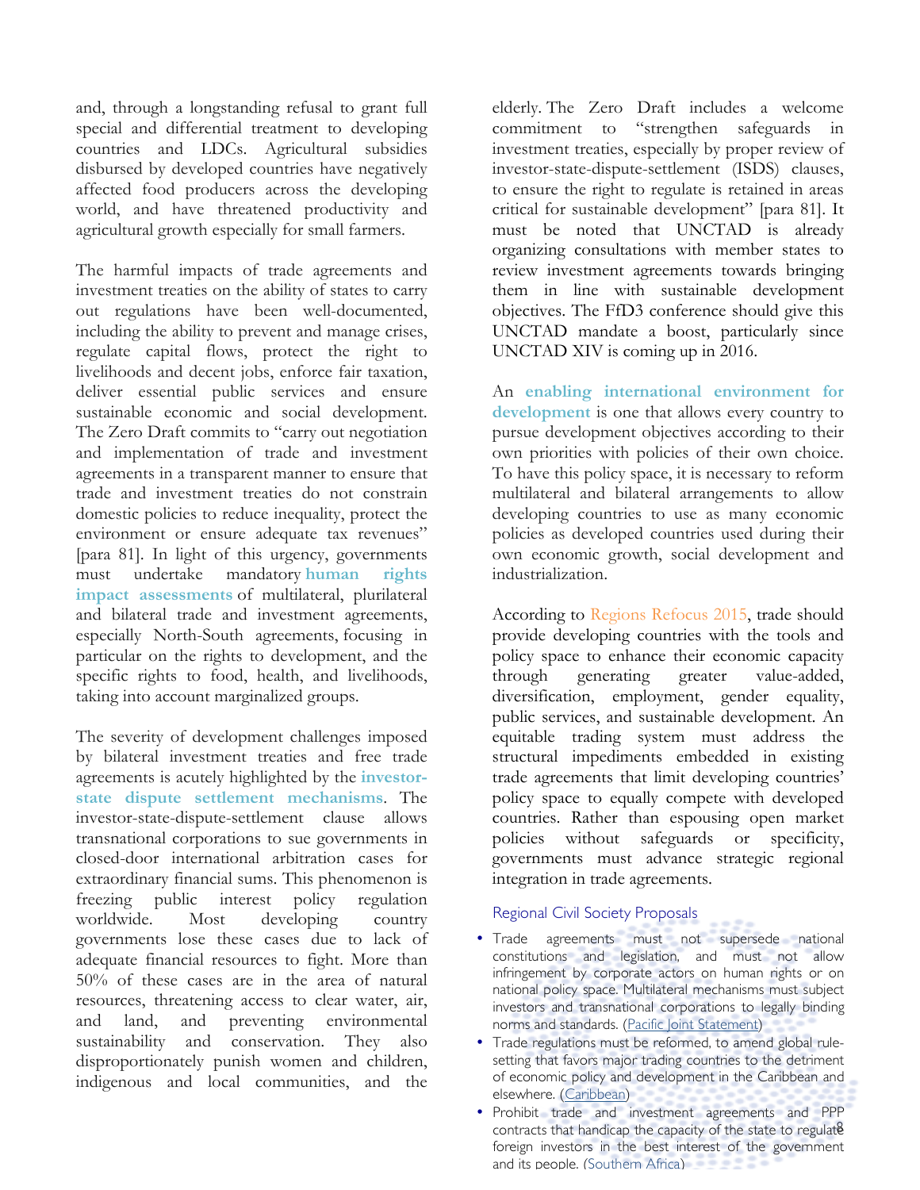and, through a longstanding refusal to grant full special and differential treatment to developing countries and LDCs. Agricultural subsidies disbursed by developed countries have negatively affected food producers across the developing world, and have threatened productivity and agricultural growth especially for small farmers.

The harmful impacts of trade agreements and investment treaties on the ability of states to carry out regulations have been well-documented, including the ability to prevent and manage crises, regulate capital flows, protect the right to livelihoods and decent jobs, enforce fair taxation, deliver essential public services and ensure sustainable economic and social development. The Zero Draft commits to "carry out negotiation and implementation of trade and investment agreements in a transparent manner to ensure that trade and investment treaties do not constrain domestic policies to reduce inequality, protect the environment or ensure adequate tax revenues" [para 81]. In light of this urgency, governments must undertake mandatory **human rights impact assessments** of multilateral, plurilateral and bilateral trade and investment agreements, especially North-South agreements, focusing in particular on the rights to development, and the specific rights to food, health, and livelihoods, taking into account marginalized groups.

The severity of development challenges imposed by bilateral investment treaties and free trade agreements is acutely highlighted by the **investor-state dispute settlement mechanisms**. The investor-state-dispute-settlement clause allows transnational corporations to sue governments in closed-door international arbitration cases for extraordinary financial sums. This phenomenon is freezing public interest policy regulation worldwide. Most developing country governments lose these cases due to lack of adequate financial resources to fight. More than 50% of these cases are in the area of natural resources, threatening access to clear water, air, and land, and preventing environmental sustainability and conservation. They also disproportionately punish women and children, indigenous and local communities, and the elderly. The Zero Draft includes a welcome commitment to "strengthen safeguards in investment treaties, especially by proper review of investor-state-dispute-settlement (ISDS) clauses, to ensure the right to regulate is retained in areas critical for sustainable development" [para 81]. It must be noted that UNCTAD is already organizing consultations with member states to review investment agreements towards bringing them in line with sustainable development objectives. The FfD3 conference should give this UNCTAD mandate a boost, particularly since UNCTAD XIV is coming up in 2016.

An **enabling international environment for development** is one that allows every country to pursue development objectives according to their own priorities with policies of their own choice. To have this policy space, it is necessary to reform multilateral and bilateral arrangements to allow developing countries to use as many economic policies as developed countries used during their own economic growth, social development and industrialization.

According to Regions Refocus 2015, trade should provide developing countries with the tools and policy space to enhance their economic capacity through generating greater value-added, diversification, employment, gender equality, public services, and sustainable development. An equitable trading system must address the structural impediments embedded in existing trade agreements that limit developing countries' policy space to equally compete with developed countries. Rather than espousing open market policies without safeguards or specificity, governments must advance strategic regional integration in trade agreements.

### Regional Civil Society Proposals

- Trade agreements must not supersede national constitutions and legislation, and must not allow infringement by corporate actors on human rights or on national policy space. Multilateral mechanisms must subject investors and transnational corporations to legally binding norms and standards. (Pacific Joint Statement)
- Trade regulations must be reformed, to amend global rule-setting that favors major trading countries to the detriment of economic policy and development in the Caribbean and elsewhere. (Caribbean)
- Prohibit trade and investment agreements and PPP contracts that handicap the capacity of the state to regulate foreign investors in the best interest of the government and its people. (Southern Africa)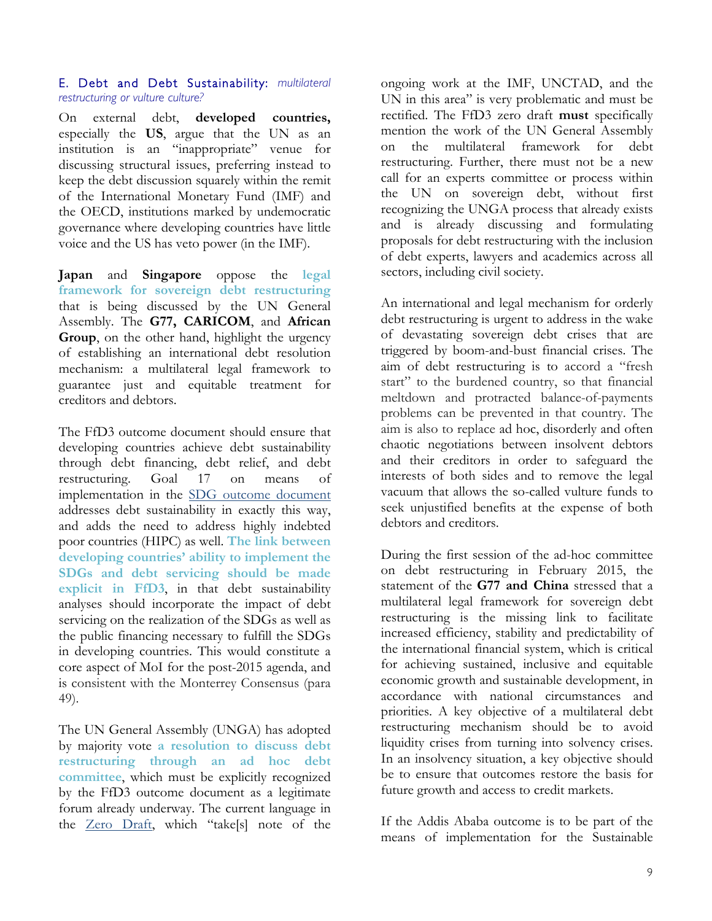### E. Debt and Debt Sustainability: *multilateral restructuring or vulture culture?*

On external debt, **developed countries,** especially the **US**, argue that the UN as an institution is an "inappropriate" venue for discussing structural issues, preferring instead to keep the debt discussion squarely within the remit of the International Monetary Fund (IMF) and the OECD, institutions marked by undemocratic governance where developing countries have little voice and the US has veto power (in the IMF).

**Japan** and **Singapore** oppose the **legal framework for sovereign debt restructuring** that is being discussed by the UN General Assembly. The **G77, CARICOM**, and **African Group**, on the other hand, highlight the urgency of establishing an international debt resolution mechanism: a multilateral legal framework to guarantee just and equitable treatment for creditors and debtors.

The FfD3 outcome document should ensure that developing countries achieve debt sustainability through debt financing, debt relief, and debt restructuring. Goal 17 on means of implementation in the [SDG outcome document](#) addresses debt sustainability in exactly this way, and adds the need to address highly indebted poor countries (HIPC) as well. **The link between developing countries' ability to implement the SDGs and debt servicing should be made explicit in FfD3**, in that debt sustainability analyses should incorporate the impact of debt servicing on the realization of the SDGs as well as the public financing necessary to fulfill the SDGs in developing countries. This would constitute a core aspect of MoI for the post-2015 agenda, and is consistent with the Monterrey Consensus (para 49).

The UN General Assembly (UNGA) has adopted by majority vote **a resolution to discuss debt restructuring through an ad hoc debt committee**, which must be explicitly recognized by the FfD3 outcome document as a legitimate forum already underway. The current language in the [Zero Draft](#), which "take[s] note of the ongoing work at the IMF, UNCTAD, and the UN in this area" is very problematic and must be rectified. The FfD3 zero draft **must** specifically mention the work of the UN General Assembly on the multilateral framework for debt restructuring. Further, there must not be a new call for an experts committee or process within the UN on sovereign debt, without first recognizing the UNGA process that already exists and is already discussing and formulating proposals for debt restructuring with the inclusion of debt experts, lawyers and academics across all sectors, including civil society.

An international and legal mechanism for orderly debt restructuring is urgent to address in the wake of devastating sovereign debt crises that are triggered by boom-and-bust financial crises. The aim of debt restructuring is to accord a "fresh start" to the burdened country, so that financial meltdown and protracted balance-of-payments problems can be prevented in that country. The aim is also to replace ad hoc, disorderly and often chaotic negotiations between insolvent debtors and their creditors in order to safeguard the interests of both sides and to remove the legal vacuum that allows the so-called vulture funds to seek unjustified benefits at the expense of both debtors and creditors.

During the first session of the ad-hoc committee on debt restructuring in February 2015, the statement of the **G77 and China** stressed that a multilateral legal framework for sovereign debt restructuring is the missing link to facilitate increased efficiency, stability and predictability of the international financial system, which is critical for achieving sustained, inclusive and equitable economic growth and sustainable development, in accordance with national circumstances and priorities. A key objective of a multilateral debt restructuring mechanism should be to avoid liquidity crises from turning into solvency crises. In an insolvency situation, a key objective should be to ensure that outcomes restore the basis for future growth and access to credit markets.

If the Addis Ababa outcome is to be part of the means of implementation for the Sustainable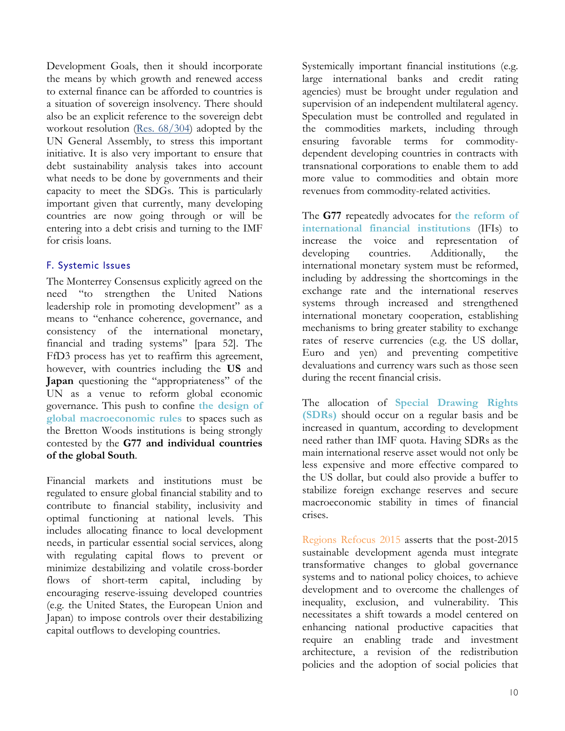Development Goals, then it should incorporate the means by which growth and renewed access to external finance can be afforded to countries is a situation of sovereign insolvency. There should also be an explicit reference to the sovereign debt workout resolution ([Res. 68/304](#)) adopted by the UN General Assembly, to stress this important initiative. It is also very important to ensure that debt sustainability analysis takes into account what needs to be done by governments and their capacity to meet the SDGs. This is particularly important given that currently, many developing countries are now going through or will be entering into a debt crisis and turning to the IMF for crisis loans.

### F. Systemic Issues

The Monterrey Consensus explicitly agreed on the need "to strengthen the United Nations leadership role in promoting development" as a means to "enhance coherence, governance, and consistency of the international monetary, financial and trading systems" [para 52]. The FfD3 process has yet to reaffirm this agreement, however, with countries including the **US** and **Japan** questioning the "appropriateness" of the UN as a venue to reform global economic governance. This push to confine **the design of global macroeconomic rules** to spaces such as the Bretton Woods institutions is being strongly contested by the **G77 and individual countries of the global South**.

Financial markets and institutions must be regulated to ensure global financial stability and to contribute to financial stability, inclusivity and optimal functioning at national levels. This includes allocating finance to local development needs, in particular essential social services, along with regulating capital flows to prevent or minimize destabilizing and volatile cross-border flows of short-term capital, including by encouraging reserve-issuing developed countries (e.g. the United States, the European Union and Japan) to impose controls over their destabilizing capital outflows to developing countries.

Systemically important financial institutions (e.g. large international banks and credit rating agencies) must be brought under regulation and supervision of an independent multilateral agency. Speculation must be controlled and regulated in the commodities markets, including through ensuring favorable terms for commodity-dependent developing countries in contracts with transnational corporations to enable them to add more value to commodities and obtain more revenues from commodity-related activities.

The **G77** repeatedly advocates for **the reform of international financial institutions** (IFIs) to increase the voice and representation of developing countries. Additionally, the international monetary system must be reformed, including by addressing the shortcomings in the exchange rate and the international reserves systems through increased and strengthened international monetary cooperation, establishing mechanisms to bring greater stability to exchange rates of reserve currencies (e.g. the US dollar, Euro and yen) and preventing competitive devaluations and currency wars such as those seen during the recent financial crisis.

The allocation of **Special Drawing Rights (SDRs)** should occur on a regular basis and be increased in quantum, according to development need rather than IMF quota. Having SDRs as the main international reserve asset would not only be less expensive and more effective compared to the US dollar, but could also provide a buffer to stabilize foreign exchange reserves and secure macroeconomic stability in times of financial crises.

Regions Refocus 2015 asserts that the post-2015 sustainable development agenda must integrate transformative changes to global governance systems and to national policy choices, to achieve development and to overcome the challenges of inequality, exclusion, and vulnerability. This necessitates a shift towards a model centered on enhancing national productive capacities that require an enabling trade and investment architecture, a revision of the redistribution policies and the adoption of social policies that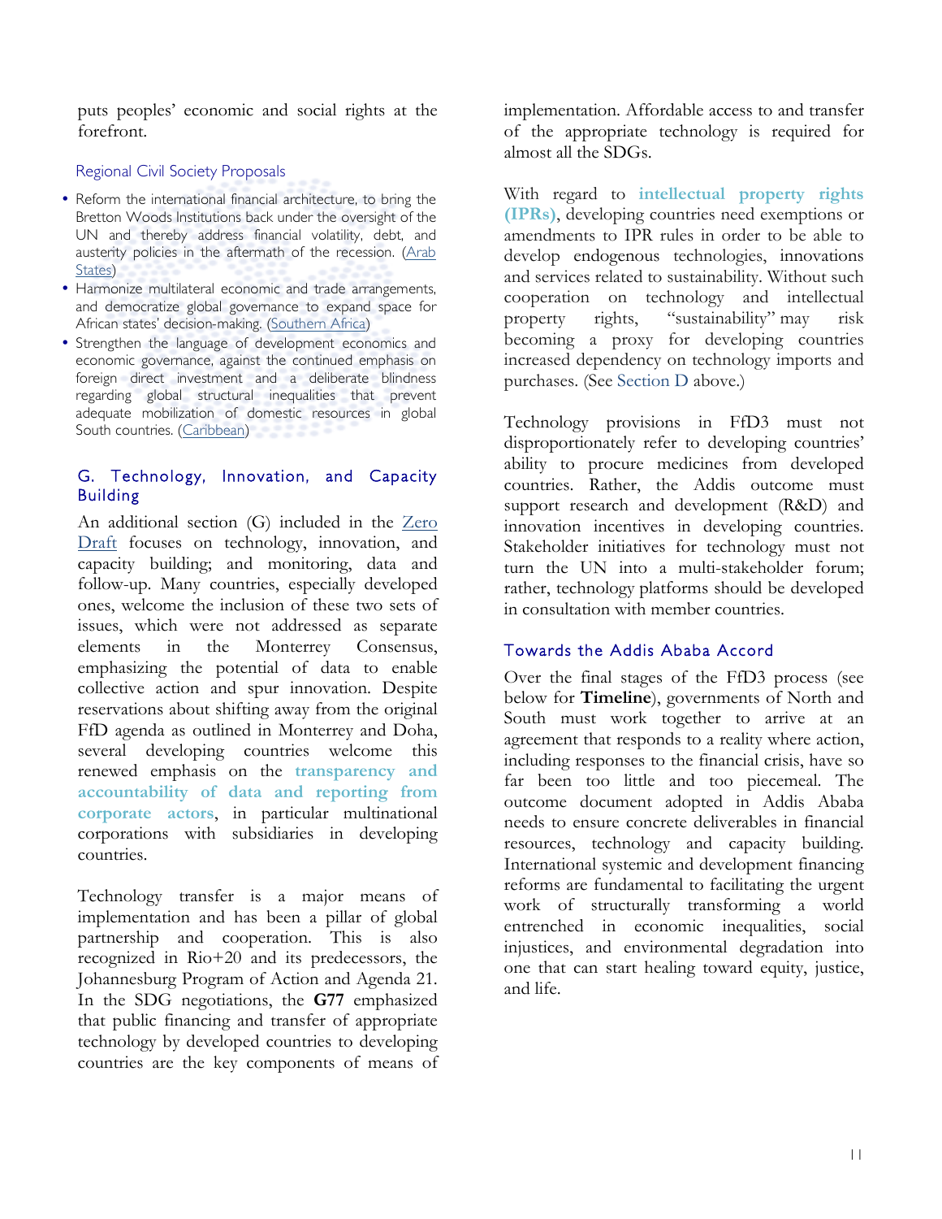puts peoples' economic and social rights at the forefront.

### Regional Civil Society Proposals

- Reform the international financial architecture, to bring the Bretton Woods Institutions back under the oversight of the UN and thereby address financial volatility, debt, and austerity policies in the aftermath of the recession. (Arab States)
- Harmonize multilateral economic and trade arrangements, and democratize global governance to expand space for African states' decision-making. (Southern Africa)
- Strengthen the language of development economics and economic governance, against the continued emphasis on foreign direct investment and a deliberate blindness regarding global structural inequalities that prevent adequate mobilization of domestic resources in global South countries. (Caribbean)

## G. Technology, Innovation, and Capacity Building

An additional section (G) included in the Zero Draft focuses on technology, innovation, and capacity building; and monitoring, data and follow-up. Many countries, especially developed ones, welcome the inclusion of these two sets of issues, which were not addressed as separate elements in the Monterrey Consensus, emphasizing the potential of data to enable collective action and spur innovation. Despite reservations about shifting away from the original FfD agenda as outlined in Monterrey and Doha, several developing countries welcome this renewed emphasis on the **transparency and accountability of data and reporting from corporate actors**, in particular multinational corporations with subsidiaries in developing countries.

Technology transfer is a major means of implementation and has been a pillar of global partnership and cooperation. This is also recognized in Rio+20 and its predecessors, the Johannesburg Program of Action and Agenda 21. In the SDG negotiations, the **G77** emphasized that public financing and transfer of appropriate technology by developed countries to developing countries are the key components of means of implementation. Affordable access to and transfer of the appropriate technology is required for almost all the SDGs.

With regard to **intellectual property rights (IPRs)**, developing countries need exemptions or amendments to IPR rules in order to be able to develop endogenous technologies, innovations and services related to sustainability. Without such cooperation on technology and intellectual property rights, "sustainability" may risk becoming a proxy for developing countries increased dependency on technology imports and purchases. (See Section D above.)

Technology provisions in FfD3 must not disproportionately refer to developing countries' ability to procure medicines from developed countries. Rather, the Addis outcome must support research and development (R&D) and innovation incentives in developing countries. Stakeholder initiatives for technology must not turn the UN into a multi-stakeholder forum; rather, technology platforms should be developed in consultation with member countries.

## Towards the Addis Ababa Accord

Over the final stages of the FfD3 process (see below for **Timeline**), governments of North and South must work together to arrive at an agreement that responds to a reality where action, including responses to the financial crisis, have so far been too little and too piecemeal. The outcome document adopted in Addis Ababa needs to ensure concrete deliverables in financial resources, technology and capacity building. International systemic and development financing reforms are fundamental to facilitating the urgent work of structurally transforming a world entrenched in economic inequalities, social injustices, and environmental degradation into one that can start healing toward equity, justice, and life.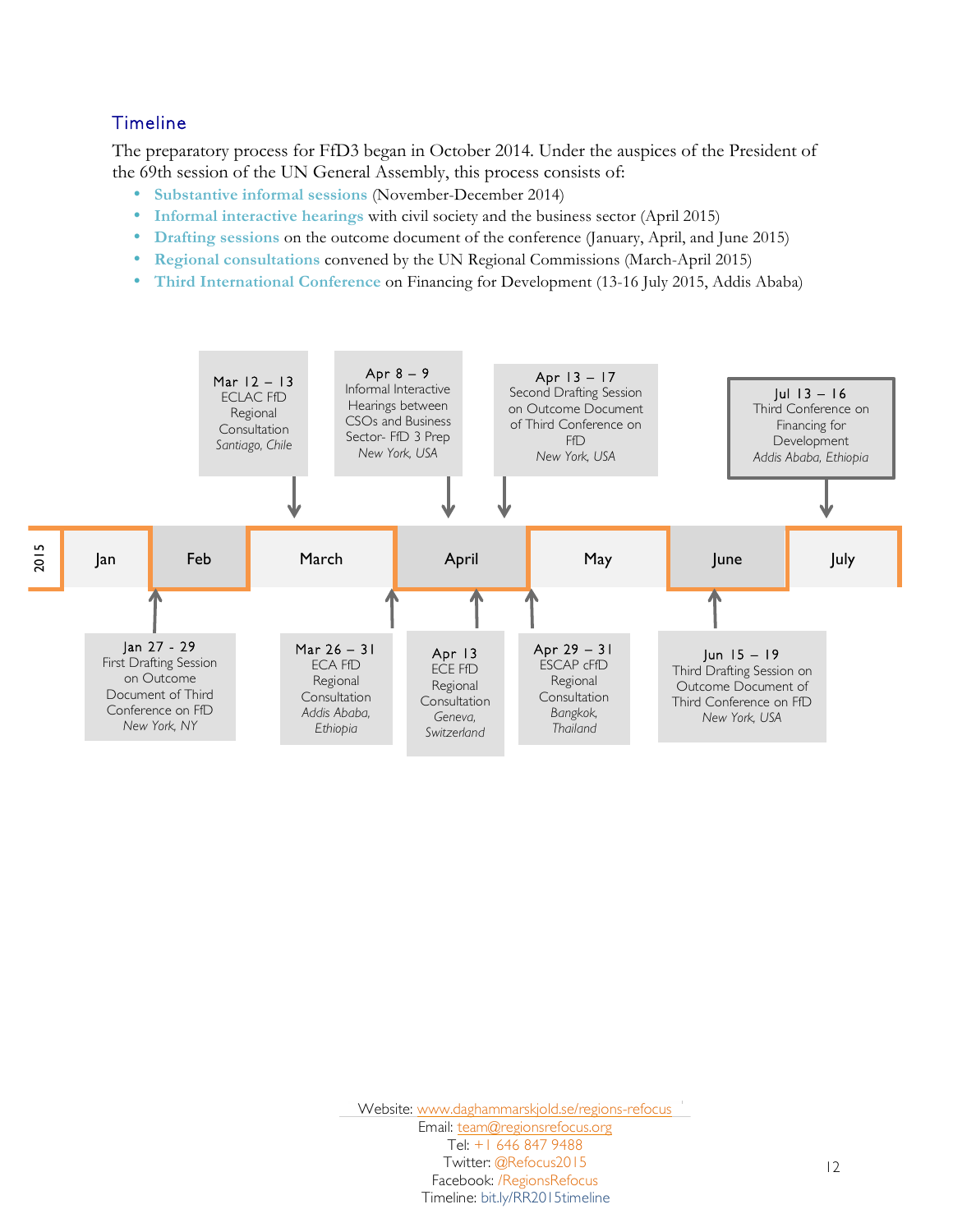## Timeline

The preparatory process for FfD3 began in October 2014. Under the auspices of the President of the 69th session of the UN General Assembly, this process consists of:

- **Substantive informal sessions** (November-December 2014)
- **Informal interactive hearings** with civil society and the business sector (April 2015)
- **Drafting sessions** on the outcome document of the conference (January, April, and June 2015)
- **Regional consultations** convened by the UN Regional Commissions (March-April 2015)
- **Third International Conference** on Financing for Development (13-16 July 2015, Addis Ababa)

2015

Jan
Feb
March
April
May
June
July

Jan 27 - 29
First Drafting Session on Outcome Document of Third Conference on FfD
*New York, NY*

Mar 12 – 13
ECLAC FfD Regional Consultation
*Santiago, Chile*

Mar 26 – 31
ECA FfD Regional Consultation
*Addis Ababa, Ethiopia*

Apr 8 – 9
Informal Interactive Hearings between CSOs and Business Sector- FfD 3 Prep
*New York, USA*

Apr 13
ECE FfD Regional Consultation
*Geneva, Switzerland*

Apr 13 – 17
Second Drafting Session on Outcome Document of Third Conference on FfD
*New York, USA*

Apr 29 – 31
ESCAP cFfD Regional Consultation
*Bangkok, Thailand*

Jun 15 – 19
Third Drafting Session on Outcome Document of Third Conference on FfD
*New York, USA*

Jul 13 – 16
Third Conference on Financing for Development
*Addis Ababa, Ethiopia*

Website: www.daghammarskjold.se/regions-refocus
Email: team@regionsrefocus.org
Tel: +1 646 847 9488
Twitter: @Refocus2015
Facebook: /RegionsRefocus
Timeline: bit.ly/RR2015timeline